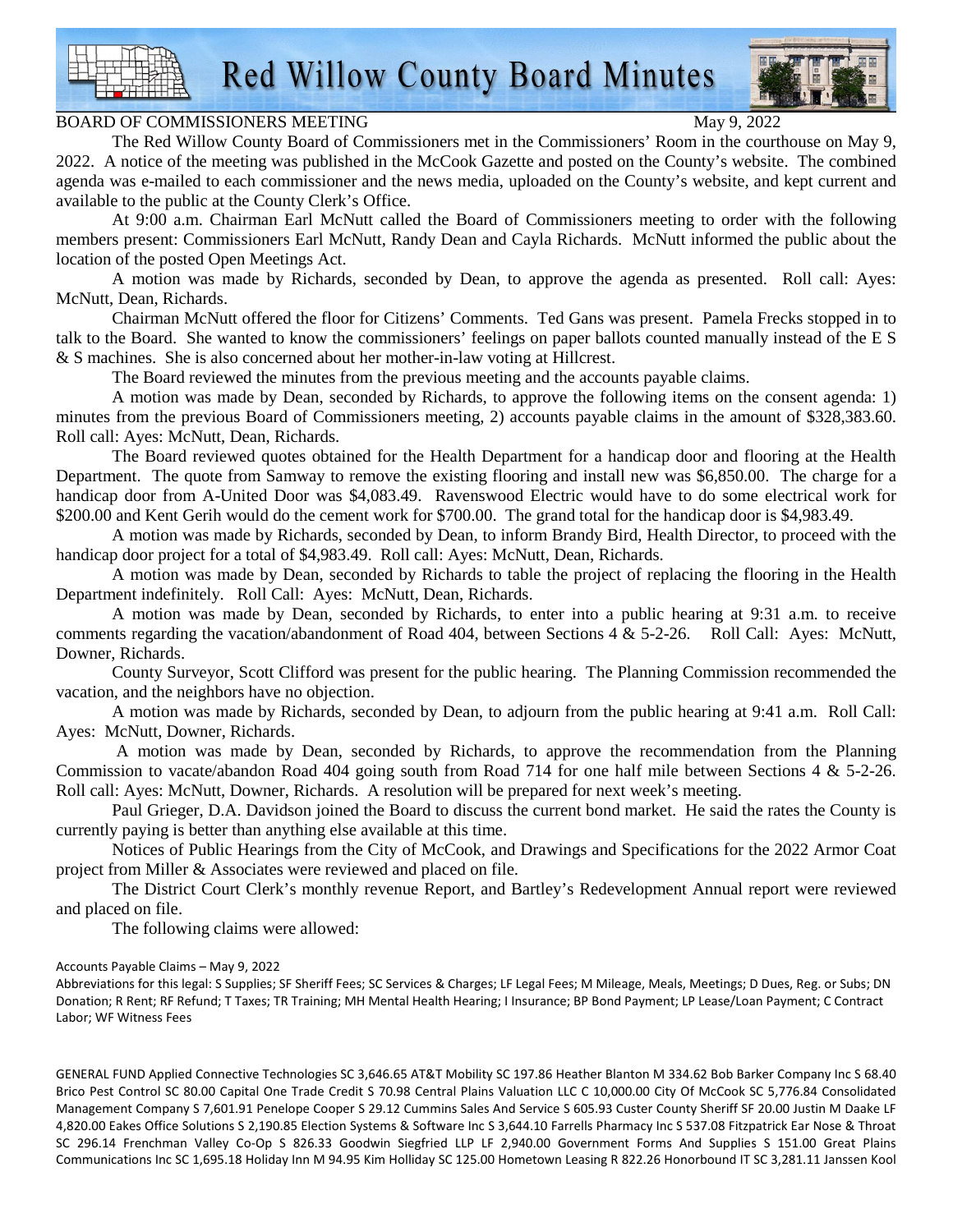# Red Willow County Board Minutes

BOARD OF COMMISSIONERS MEETING May 9, 2022

The Red Willow County Board of Commissioners met in the Commissioners' Room in the courthouse on May 9, 2022. A notice of the meeting was published in the McCook Gazette and posted on the County's website. The combined agenda was e-mailed to each commissioner and the news media, uploaded on the County's website, and kept current and available to the public at the County Clerk's Office.

At 9:00 a.m. Chairman Earl McNutt called the Board of Commissioners meeting to order with the following members present: Commissioners Earl McNutt, Randy Dean and Cayla Richards. McNutt informed the public about the location of the posted Open Meetings Act.

A motion was made by Richards, seconded by Dean, to approve the agenda as presented. Roll call: Ayes: McNutt, Dean, Richards.

Chairman McNutt offered the floor for Citizens' Comments. Ted Gans was present. Pamela Frecks stopped in to talk to the Board. She wanted to know the commissioners' feelings on paper ballots counted manually instead of the E S & S machines. She is also concerned about her mother-in-law voting at Hillcrest.

The Board reviewed the minutes from the previous meeting and the accounts payable claims.

A motion was made by Dean, seconded by Richards, to approve the following items on the consent agenda: 1) minutes from the previous Board of Commissioners meeting, 2) accounts payable claims in the amount of $328,383.60. Roll call: Ayes: McNutt, Dean, Richards.

The Board reviewed quotes obtained for the Health Department for a handicap door and flooring at the Health Department. The quote from Samway to remove the existing flooring and install new was $6,850.00. The charge for a handicap door from A-United Door was $4,083.49. Ravenswood Electric would have to do some electrical work for $200.00 and Kent Gerih would do the cement work for $700.00. The grand total for the handicap door is $4,983.49.

A motion was made by Richards, seconded by Dean, to inform Brandy Bird, Health Director, to proceed with the handicap door project for a total of $4,983.49. Roll call: Ayes: McNutt, Dean, Richards.

A motion was made by Dean, seconded by Richards to table the project of replacing the flooring in the Health Department indefinitely. Roll Call: Ayes: McNutt, Dean, Richards.

A motion was made by Dean, seconded by Richards, to enter into a public hearing at 9:31 a.m. to receive comments regarding the vacation/abandonment of Road 404, between Sections 4 & 5-2-26. Roll Call: Ayes: McNutt, Downer, Richards.

County Surveyor, Scott Clifford was present for the public hearing. The Planning Commission recommended the vacation, and the neighbors have no objection.

A motion was made by Richards, seconded by Dean, to adjourn from the public hearing at 9:41 a.m. Roll Call: Ayes: McNutt, Downer, Richards.

A motion was made by Dean, seconded by Richards, to approve the recommendation from the Planning Commission to vacate/abandon Road 404 going south from Road 714 for one half mile between Sections 4 & 5-2-26. Roll call: Ayes: McNutt, Downer, Richards. A resolution will be prepared for next week's meeting.

Paul Grieger, D.A. Davidson joined the Board to discuss the current bond market. He said the rates the County is currently paying is better than anything else available at this time.

Notices of Public Hearings from the City of McCook, and Drawings and Specifications for the 2022 Armor Coat project from Miller & Associates were reviewed and placed on file.

The District Court Clerk's monthly revenue Report, and Bartley's Redevelopment Annual report were reviewed and placed on file.

The following claims were allowed:

Accounts Payable Claims – May 9, 2022

Abbreviations for this legal: S Supplies; SF Sheriff Fees; SC Services & Charges; LF Legal Fees; M Mileage, Meals, Meetings; D Dues, Reg. or Subs; DN Donation; R Rent; RF Refund; T Taxes; TR Training; MH Mental Health Hearing; I Insurance; BP Bond Payment; LP Lease/Loan Payment; C Contract Labor; WF Witness Fees

GENERAL FUND Applied Connective Technologies SC 3,646.65 AT&T Mobility SC 197.86 Heather Blanton M 334.62 Bob Barker Company Inc S 68.40 Brico Pest Control SC 80.00 Capital One Trade Credit S 70.98 Central Plains Valuation LLC C 10,000.00 City Of McCook SC 5,776.84 Consolidated Management Company S 7,601.91 Penelope Cooper S 29.12 Cummins Sales And Service S 605.93 Custer County Sheriff SF 20.00 Justin M Daake LF 4,820.00 Eakes Office Solutions S 2,190.85 Election Systems & Software Inc S 3,644.10 Farrells Pharmacy Inc S 537.08 Fitzpatrick Ear Nose & Throat SC 296.14 Frenchman Valley Co-Op S 826.33 Goodwin Siegfried LLP LF 2,940.00 Government Forms And Supplies S 151.00 Great Plains Communications Inc SC 1,695.18 Holiday Inn M 94.95 Kim Holliday SC 125.00 Hometown Leasing R 822.26 Honorbound IT SC 3,281.11 Janssen Kool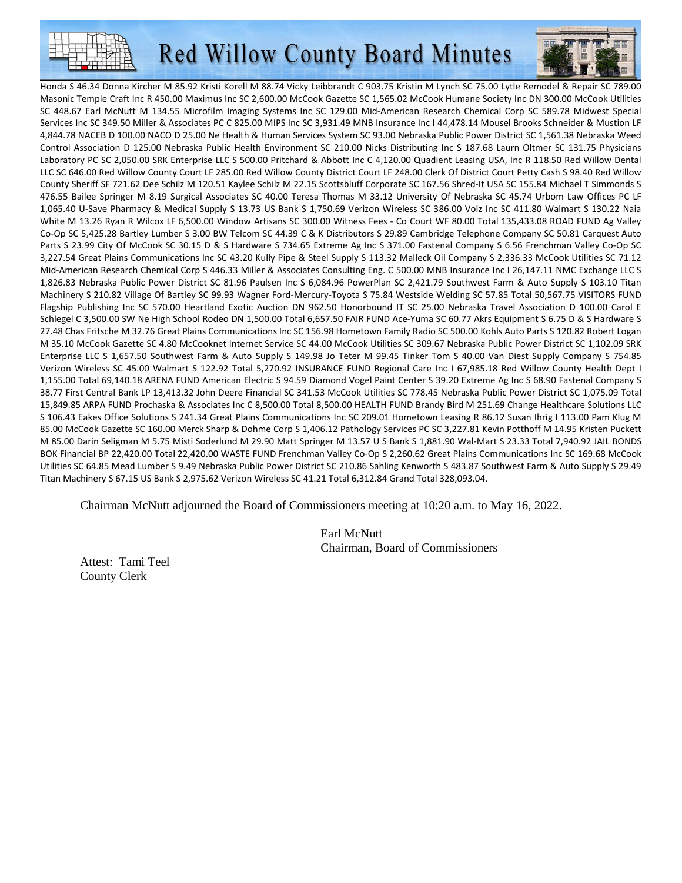Honda S 46.34 Donna Kircher M 85.92 Kristi Korell M 88.74 Vicky Leibbrandt C 903.75 Kristin M Lynch SC 75.00 Lytle Remodel & Repair SC 789.00 Masonic Temple Craft Inc R 450.00 Maximus Inc SC 2,600.00 McCook Gazette SC 1,565.02 McCook Humane Society Inc DN 300.00 McCook Utilities SC 448.67 Earl McNutt M 134.55 Microfilm Imaging Systems Inc SC 129.00 Mid-American Research Chemical Corp SC 589.78 Midwest Special Services Inc SC 349.50 Miller & Associates PC C 825.00 MIPS Inc SC 3,931.49 MNB Insurance Inc I 44,478.14 Mousel Brooks Schneider & Mustion LF 4,844.78 NACEB D 100.00 NACO D 25.00 Ne Health & Human Services System SC 93.00 Nebraska Public Power District SC 1,561.38 Nebraska Weed Control Association D 125.00 Nebraska Public Health Environment SC 210.00 Nicks Distributing Inc S 187.68 Laurn Oltmer SC 131.75 Physicians Laboratory PC SC 2,050.00 SRK Enterprise LLC S 500.00 Pritchard & Abbott Inc C 4,120.00 Quadient Leasing USA, Inc R 118.50 Red Willow Dental LLC SC 646.00 Red Willow County Court LF 285.00 Red Willow County District Court LF 248.00 Clerk Of District Court Petty Cash S 98.40 Red Willow County Sheriff SF 721.62 Dee Schilz M 120.51 Kaylee Schilz M 22.15 Scottsbluff Corporate SC 167.56 Shred-It USA SC 155.84 Michael T Simmonds S 476.55 Bailee Springer M 8.19 Surgical Associates SC 40.00 Teresa Thomas M 33.12 University Of Nebraska SC 45.74 Urbom Law Offices PC LF 1,065.40 U-Save Pharmacy & Medical Supply S 13.73 US Bank S 1,750.69 Verizon Wireless SC 386.00 Volz Inc SC 411.80 Walmart S 130.22 Naia White M 13.26 Ryan R Wilcox LF 6,500.00 Window Artisans SC 300.00 Witness Fees - Co Court WF 80.00 Total 135,433.08 ROAD FUND Ag Valley Co-Op SC 5,425.28 Bartley Lumber S 3.00 BW Telcom SC 44.39 C & K Distributors S 29.89 Cambridge Telephone Company SC 50.81 Carquest Auto Parts S 23.99 City Of McCook SC 30.15 D & S Hardware S 734.65 Extreme Ag Inc S 371.00 Fastenal Company S 6.56 Frenchman Valley Co-Op SC 3,227.54 Great Plains Communications Inc SC 43.20 Kully Pipe & Steel Supply S 113.32 Malleck Oil Company S 2,336.33 McCook Utilities SC 71.12 Mid-American Research Chemical Corp S 446.33 Miller & Associates Consulting Eng. C 500.00 MNB Insurance Inc I 26,147.11 NMC Exchange LLC S 1,826.83 Nebraska Public Power District SC 81.96 Paulsen Inc S 6,084.96 PowerPlan SC 2,421.79 Southwest Farm & Auto Supply S 103.10 Titan Machinery S 210.82 Village Of Bartley SC 99.93 Wagner Ford-Mercury-Toyota S 75.84 Westside Welding SC 57.85 Total 50,567.75 VISITORS FUND Flagship Publishing Inc SC 570.00 Heartland Exotic Auction DN 962.50 Honorbound IT SC 25.00 Nebraska Travel Association D 100.00 Carol E Schlegel C 3,500.00 SW Ne High School Rodeo DN 1,500.00 Total 6,657.50 FAIR FUND Ace-Yuma SC 60.77 Akrs Equipment S 6.75 D & S Hardware S 27.48 Chas Fritsche M 32.76 Great Plains Communications Inc SC 156.98 Hometown Family Radio SC 500.00 Kohls Auto Parts S 120.82 Robert Logan M 35.10 McCook Gazette SC 4.80 McCooknet Internet Service SC 44.00 McCook Utilities SC 309.67 Nebraska Public Power District SC 1,102.09 SRK Enterprise LLC S 1,657.50 Southwest Farm & Auto Supply S 149.98 Jo Teter M 99.45 Tinker Tom S 40.00 Van Diest Supply Company S 754.85 Verizon Wireless SC 45.00 Walmart S 122.92 Total 5,270.92 INSURANCE FUND Regional Care Inc I 67,985.18 Red Willow County Health Dept I 1,155.00 Total 69,140.18 ARENA FUND American Electric S 94.59 Diamond Vogel Paint Center S 39.20 Extreme Ag Inc S 68.90 Fastenal Company S 38.77 First Central Bank LP 13,413.32 John Deere Financial SC 341.53 McCook Utilities SC 778.45 Nebraska Public Power District SC 1,075.09 Total 15,849.85 ARPA FUND Prochaska & Associates Inc C 8,500.00 Total 8,500.00 HEALTH FUND Brandy Bird M 251.69 Change Healthcare Solutions LLC S 106.43 Eakes Office Solutions S 241.34 Great Plains Communications Inc SC 209.01 Hometown Leasing R 86.12 Susan Ihrig I 113.00 Pam Klug M 85.00 McCook Gazette SC 160.00 Merck Sharp & Dohme Corp S 1,406.12 Pathology Services PC SC 3,227.81 Kevin Potthoff M 14.95 Kristen Puckett M 85.00 Darin Seligman M 5.75 Misti Soderlund M 29.90 Matt Springer M 13.57 U S Bank S 1,881.90 Wal-Mart S 23.33 Total 7,940.92 JAIL BONDS BOK Financial BP 22,420.00 Total 22,420.00 WASTE FUND Frenchman Valley Co-Op S 2,260.62 Great Plains Communications Inc SC 169.68 McCook Utilities SC 64.85 Mead Lumber S 9.49 Nebraska Public Power District SC 210.86 Sahling Kenworth S 483.87 Southwest Farm & Auto Supply S 29.49 Titan Machinery S 67.15 US Bank S 2,975.62 Verizon Wireless SC 41.21 Total 6,312.84 Grand Total 328,093.04.

Chairman McNutt adjourned the Board of Commissioners meeting at 10:20 a.m. to May 16, 2022.

Earl McNutt
Chairman, Board of Commissioners

Attest: Tami Teel
County Clerk